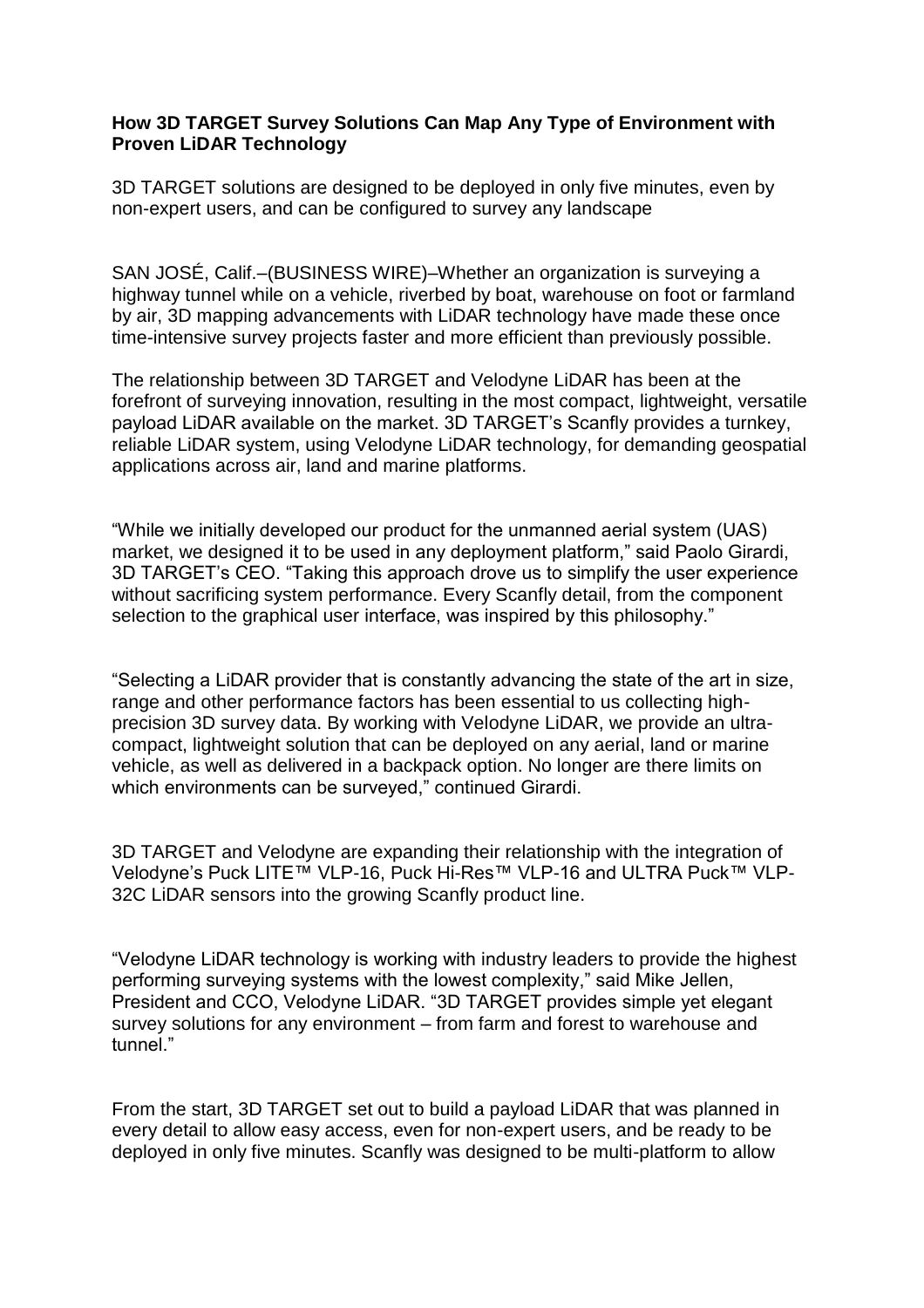**How 3D TARGET Survey Solutions Can Map Any Type of Environment with Proven LiDAR Technology**

3D TARGET solutions are designed to be deployed in only five minutes, even by non-expert users, and can be configured to survey any landscape

SAN JOSÉ, Calif.–(BUSINESS WIRE)–Whether an organization is surveying a highway tunnel while on a vehicle, riverbed by boat, warehouse on foot or farmland by air, 3D mapping advancements with LiDAR technology have made these once time-intensive survey projects faster and more efficient than previously possible.

The relationship between 3D TARGET and Velodyne LiDAR has been at the forefront of surveying innovation, resulting in the most compact, lightweight, versatile payload LiDAR available on the market. 3D TARGET's Scanfly provides a turnkey, reliable LiDAR system, using Velodyne LiDAR technology, for demanding geospatial applications across air, land and marine platforms.

"While we initially developed our product for the unmanned aerial system (UAS) market, we designed it to be used in any deployment platform," said Paolo Girardi, 3D TARGET's CEO. "Taking this approach drove us to simplify the user experience without sacrificing system performance. Every Scanfly detail, from the component selection to the graphical user interface, was inspired by this philosophy."

"Selecting a LiDAR provider that is constantly advancing the state of the art in size, range and other performance factors has been essential to us collecting high-precision 3D survey data. By working with Velodyne LiDAR, we provide an ultra-compact, lightweight solution that can be deployed on any aerial, land or marine vehicle, as well as delivered in a backpack option. No longer are there limits on which environments can be surveyed," continued Girardi.

3D TARGET and Velodyne are expanding their relationship with the integration of Velodyne's Puck LITE™ VLP-16, Puck Hi-Res™ VLP-16 and ULTRA Puck™ VLP-32C LiDAR sensors into the growing Scanfly product line.

"Velodyne LiDAR technology is working with industry leaders to provide the highest performing surveying systems with the lowest complexity," said Mike Jellen, President and CCO, Velodyne LiDAR. "3D TARGET provides simple yet elegant survey solutions for any environment – from farm and forest to warehouse and tunnel."

From the start, 3D TARGET set out to build a payload LiDAR that was planned in every detail to allow easy access, even for non-expert users, and be ready to be deployed in only five minutes. Scanfly was designed to be multi-platform to allow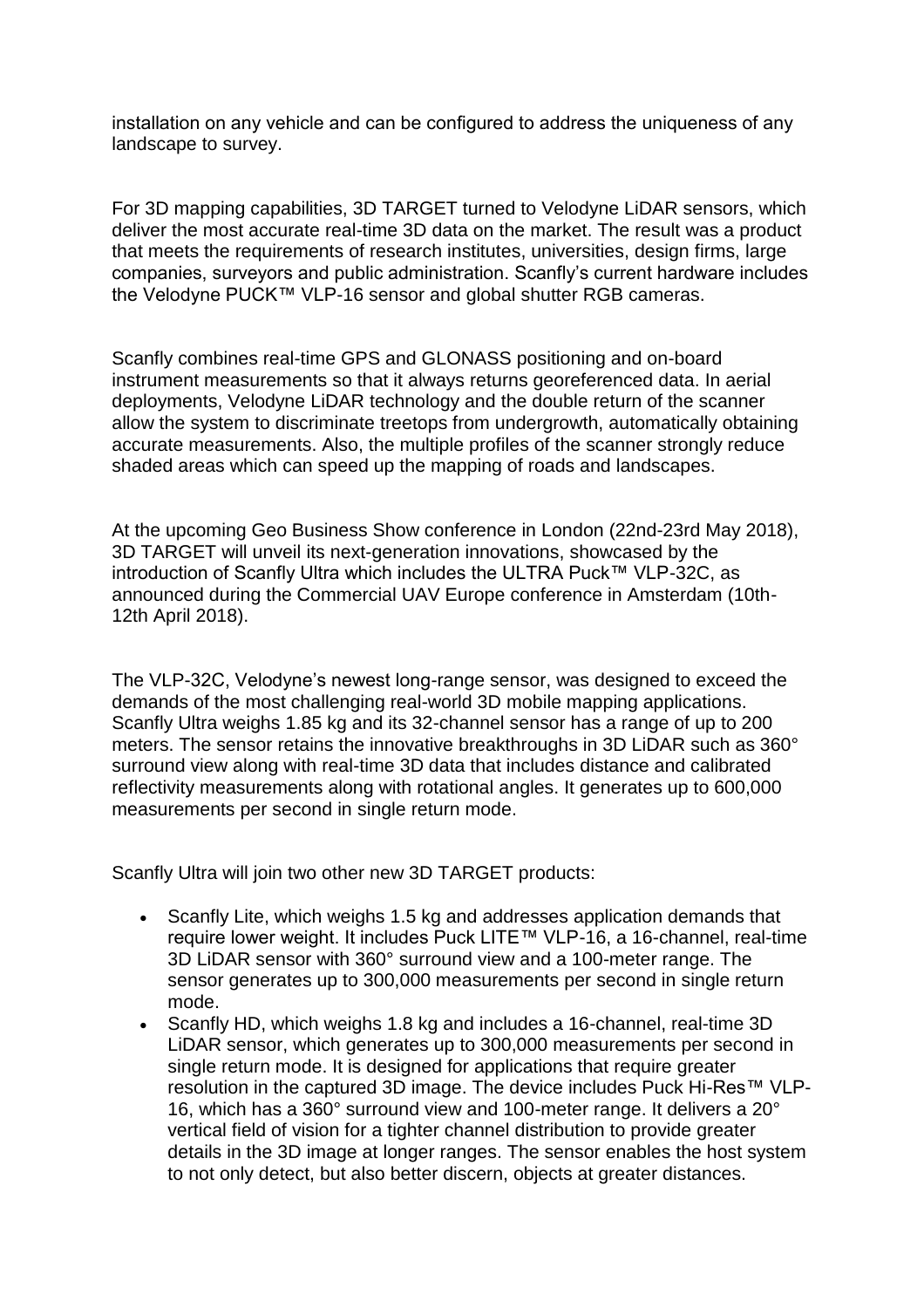installation on any vehicle and can be configured to address the uniqueness of any landscape to survey.

For 3D mapping capabilities, 3D TARGET turned to Velodyne LiDAR sensors, which deliver the most accurate real-time 3D data on the market. The result was a product that meets the requirements of research institutes, universities, design firms, large companies, surveyors and public administration. Scanfly's current hardware includes the Velodyne PUCK™ VLP-16 sensor and global shutter RGB cameras.

Scanfly combines real-time GPS and GLONASS positioning and on-board instrument measurements so that it always returns georeferenced data. In aerial deployments, Velodyne LiDAR technology and the double return of the scanner allow the system to discriminate treetops from undergrowth, automatically obtaining accurate measurements. Also, the multiple profiles of the scanner strongly reduce shaded areas which can speed up the mapping of roads and landscapes.

At the upcoming Geo Business Show conference in London (22nd-23rd May 2018), 3D TARGET will unveil its next-generation innovations, showcased by the introduction of Scanfly Ultra which includes the ULTRA Puck™ VLP-32C, as announced during the Commercial UAV Europe conference in Amsterdam (10th-12th April 2018).

The VLP-32C, Velodyne's newest long-range sensor, was designed to exceed the demands of the most challenging real-world 3D mobile mapping applications. Scanfly Ultra weighs 1.85 kg and its 32-channel sensor has a range of up to 200 meters. The sensor retains the innovative breakthroughs in 3D LiDAR such as 360° surround view along with real-time 3D data that includes distance and calibrated reflectivity measurements along with rotational angles. It generates up to 600,000 measurements per second in single return mode.

Scanfly Ultra will join two other new 3D TARGET products:

- Scanfly Lite, which weighs 1.5 kg and addresses application demands that require lower weight. It includes Puck LITE™ VLP-16, a 16-channel, real-time 3D LiDAR sensor with 360° surround view and a 100-meter range. The sensor generates up to 300,000 measurements per second in single return mode.
- Scanfly HD, which weighs 1.8 kg and includes a 16-channel, real-time 3D LiDAR sensor, which generates up to 300,000 measurements per second in single return mode. It is designed for applications that require greater resolution in the captured 3D image. The device includes Puck Hi-Res™ VLP-16, which has a 360° surround view and 100-meter range. It delivers a 20° vertical field of vision for a tighter channel distribution to provide greater details in the 3D image at longer ranges. The sensor enables the host system to not only detect, but also better discern, objects at greater distances.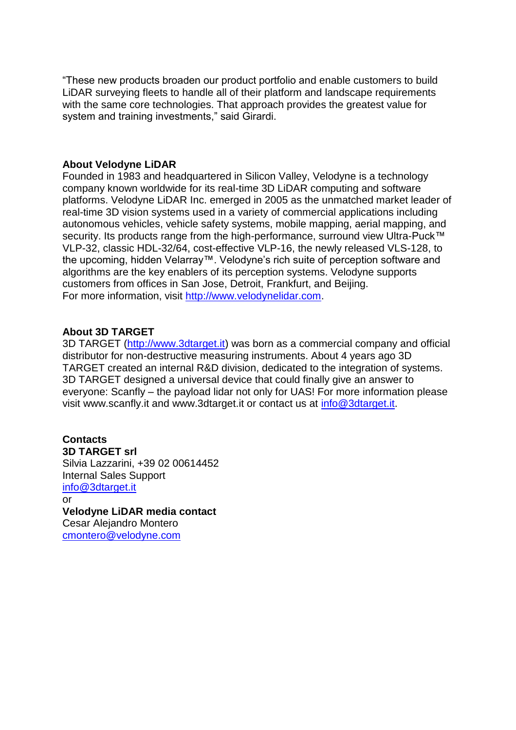“These new products broaden our product portfolio and enable customers to build LiDAR surveying fleets to handle all of their platform and landscape requirements with the same core technologies. That approach provides the greatest value for system and training investments,” said Girardi.

**About Velodyne LiDAR**
Founded in 1983 and headquartered in Silicon Valley, Velodyne is a technology company known worldwide for its real-time 3D LiDAR computing and software platforms. Velodyne LiDAR Inc. emerged in 2005 as the unmatched market leader of real-time 3D vision systems used in a variety of commercial applications including autonomous vehicles, vehicle safety systems, mobile mapping, aerial mapping, and security. Its products range from the high-performance, surround view Ultra-Puck™ VLP-32, classic HDL-32/64, cost-effective VLP-16, the newly released VLS-128, to the upcoming, hidden Velarray™. Velodyne’s rich suite of perception software and algorithms are the key enablers of its perception systems. Velodyne supports customers from offices in San Jose, Detroit, Frankfurt, and Beijing.
For more information, visit [http://www.velodynelidar.com](http://www.velodynelidar.com).

**About 3D TARGET**
3D TARGET ([http://www.3dtarget.it](http://www.3dtarget.it)) was born as a commercial company and official distributor for non-destructive measuring instruments. About 4 years ago 3D TARGET created an internal R&D division, dedicated to the integration of systems. 3D TARGET designed a universal device that could finally give an answer to everyone: Scanfly – the payload lidar not only for UAS! For more information please visit www.scanfly.it and www.3dtarget.it or contact us at [info@3dtarget.it](mailto:info@3dtarget.it).

**Contacts**
**3D TARGET srl**
Silvia Lazzarini, +39 02 00614452
Internal Sales Support
[info@3dtarget.it](mailto:info@3dtarget.it)
or
**Velodyne LiDAR media contact**
Cesar Alejandro Montero
[cmontero@velodyne.com](mailto:cmontero@velodyne.com)